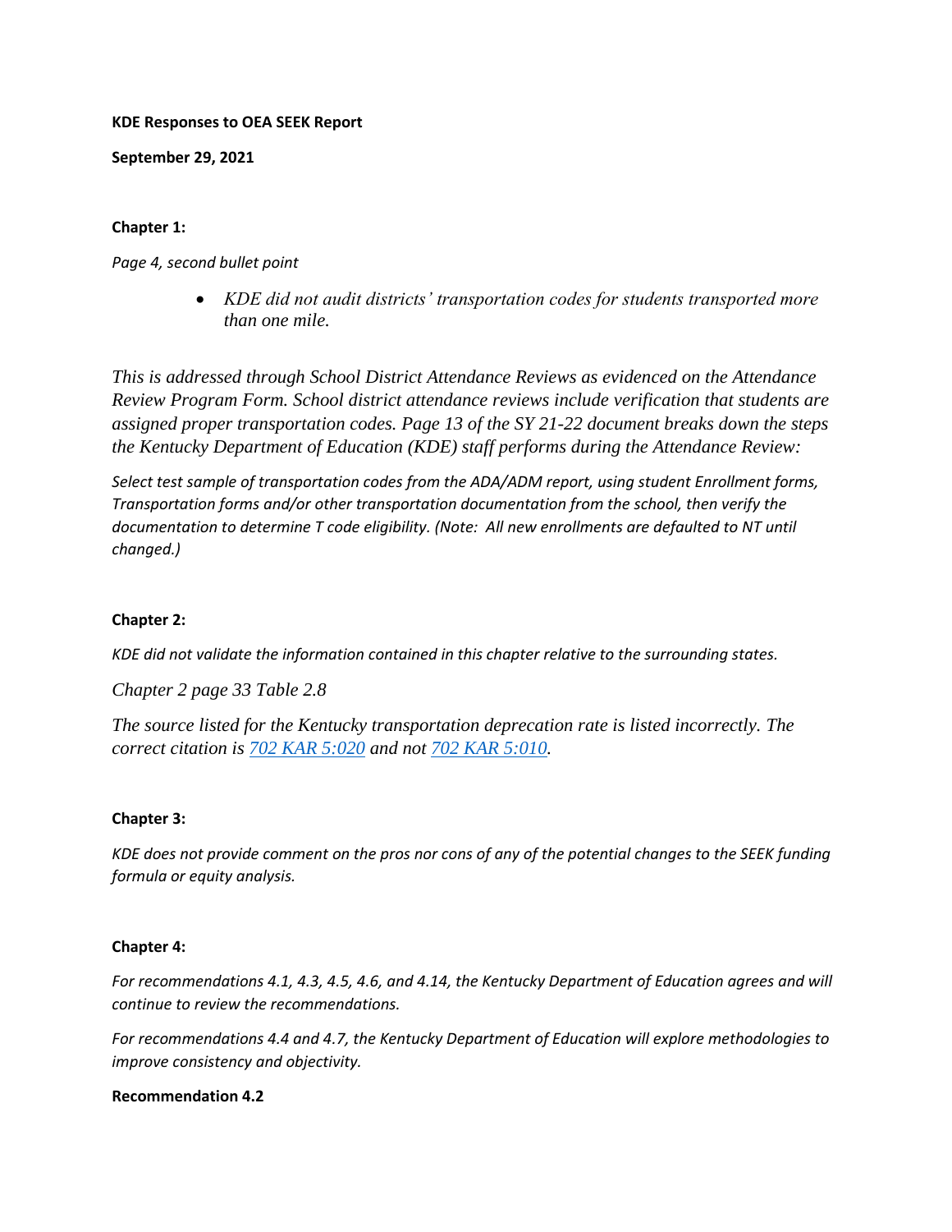**KDE Responses to OEA SEEK Report**

**September 29, 2021**

**Chapter 1:**

*Page 4, second bullet point*

- *KDE did not audit districts' transportation codes for students transported more than one mile.*

*This is addressed through School District Attendance Reviews as evidenced on the Attendance Review Program Form. School district attendance reviews include verification that students are assigned proper transportation codes. Page 13 of the SY 21-22 document breaks down the steps the Kentucky Department of Education (KDE) staff performs during the Attendance Review:*

*Select test sample of transportation codes from the ADA/ADM report, using student Enrollment forms, Transportation forms and/or other transportation documentation from the school, then verify the documentation to determine T code eligibility. (Note: All new enrollments are defaulted to NT until changed.)*

**Chapter 2:**

*KDE did not validate the information contained in this chapter relative to the surrounding states.*

*Chapter 2 page 33 Table 2.8*

*The source listed for the Kentucky transportation deprecation rate is listed incorrectly. The correct citation is 702 KAR 5:020 and not 702 KAR 5:010.*

**Chapter 3:**

*KDE does not provide comment on the pros nor cons of any of the potential changes to the SEEK funding formula or equity analysis.*

**Chapter 4:**

*For recommendations 4.1, 4.3, 4.5, 4.6, and 4.14, the Kentucky Department of Education agrees and will continue to review the recommendations.*

*For recommendations 4.4 and 4.7, the Kentucky Department of Education will explore methodologies to improve consistency and objectivity.*

**Recommendation 4.2**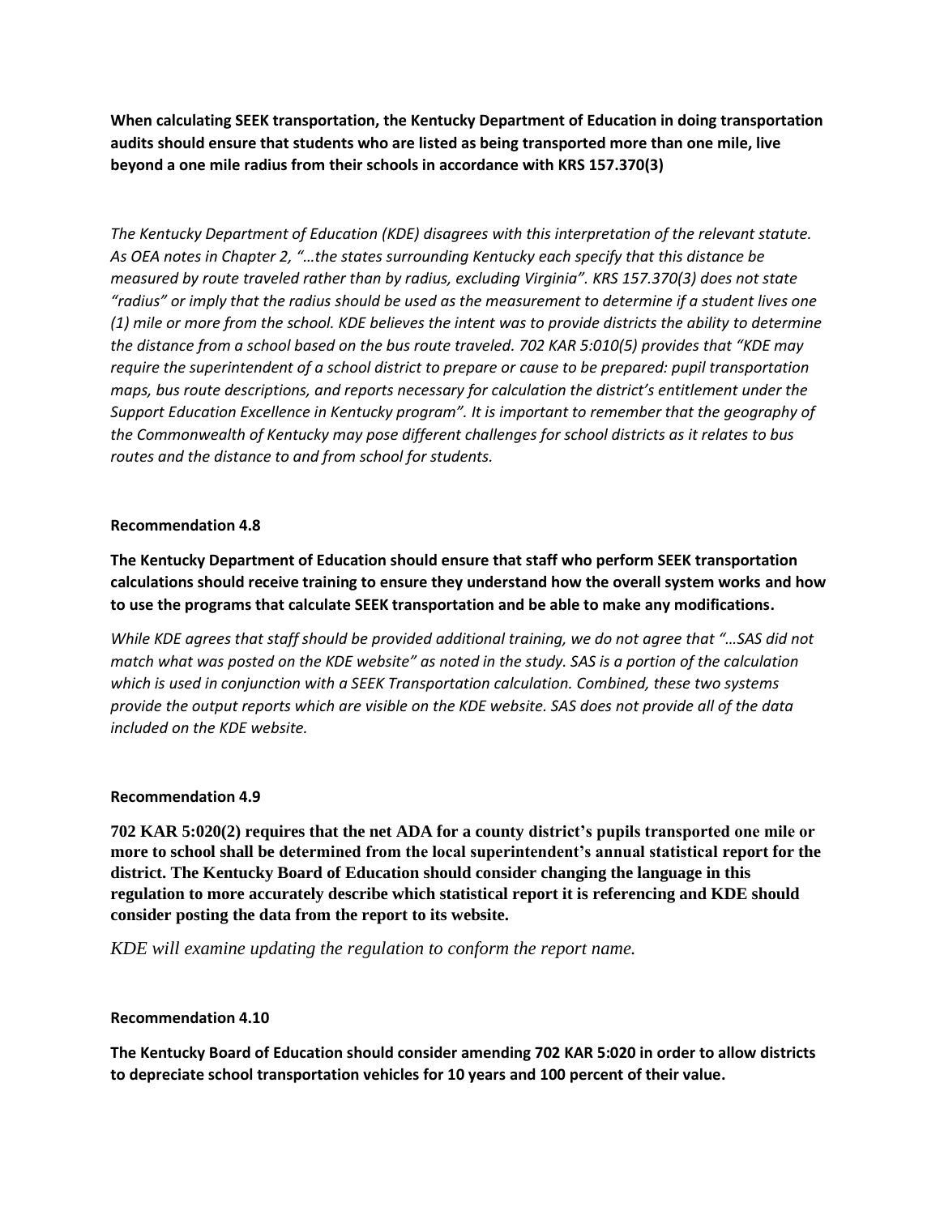**When calculating SEEK transportation, the Kentucky Department of Education in doing transportation audits should ensure that students who are listed as being transported more than one mile, live beyond a one mile radius from their schools in accordance with KRS 157.370(3)**

*The Kentucky Department of Education (KDE) disagrees with this interpretation of the relevant statute. As OEA notes in Chapter 2, "…the states surrounding Kentucky each specify that this distance be measured by route traveled rather than by radius, excluding Virginia". KRS 157.370(3) does not state "radius" or imply that the radius should be used as the measurement to determine if a student lives one (1) mile or more from the school. KDE believes the intent was to provide districts the ability to determine the distance from a school based on the bus route traveled. 702 KAR 5:010(5) provides that "KDE may require the superintendent of a school district to prepare or cause to be prepared: pupil transportation maps, bus route descriptions, and reports necessary for calculation the district's entitlement under the Support Education Excellence in Kentucky program". It is important to remember that the geography of the Commonwealth of Kentucky may pose different challenges for school districts as it relates to bus routes and the distance to and from school for students.*

**Recommendation 4.8**

**The Kentucky Department of Education should ensure that staff who perform SEEK transportation calculations should receive training to ensure they understand how the overall system works and how to use the programs that calculate SEEK transportation and be able to make any modifications.**

*While KDE agrees that staff should be provided additional training, we do not agree that "…SAS did not match what was posted on the KDE website" as noted in the study. SAS is a portion of the calculation which is used in conjunction with a SEEK Transportation calculation. Combined, these two systems provide the output reports which are visible on the KDE website. SAS does not provide all of the data included on the KDE website.*

**Recommendation 4.9**

**702 KAR 5:020(2) requires that the net ADA for a county district's pupils transported one mile or more to school shall be determined from the local superintendent's annual statistical report for the district. The Kentucky Board of Education should consider changing the language in this regulation to more accurately describe which statistical report it is referencing and KDE should consider posting the data from the report to its website.**

*KDE will examine updating the regulation to conform the report name.*

**Recommendation 4.10**

**The Kentucky Board of Education should consider amending 702 KAR 5:020 in order to allow districts to depreciate school transportation vehicles for 10 years and 100 percent of their value.**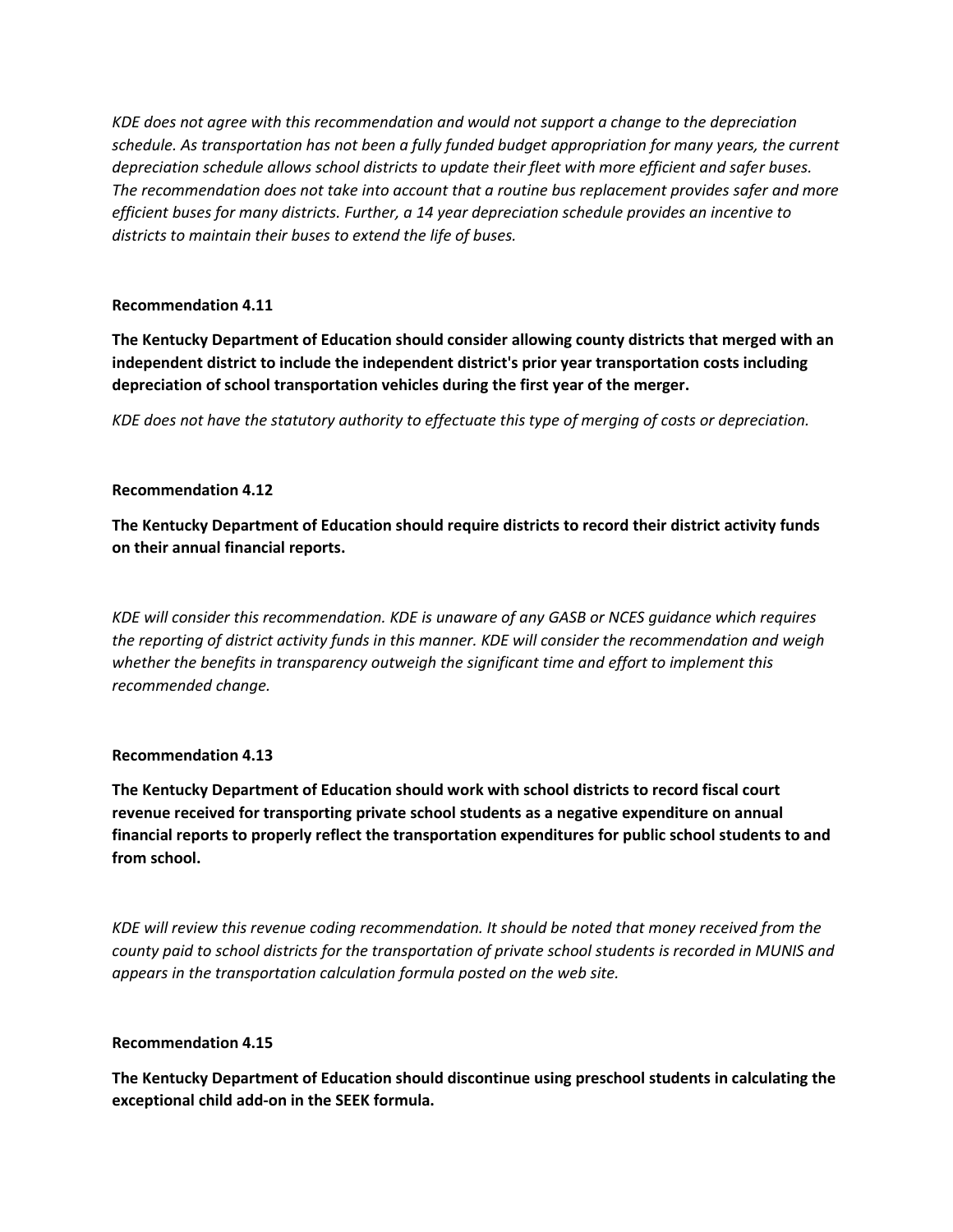*KDE does not agree with this recommendation and would not support a change to the depreciation schedule. As transportation has not been a fully funded budget appropriation for many years, the current depreciation schedule allows school districts to update their fleet with more efficient and safer buses. The recommendation does not take into account that a routine bus replacement provides safer and more efficient buses for many districts. Further, a 14 year depreciation schedule provides an incentive to districts to maintain their buses to extend the life of buses.*

**Recommendation 4.11**

**The Kentucky Department of Education should consider allowing county districts that merged with an independent district to include the independent district's prior year transportation costs including depreciation of school transportation vehicles during the first year of the merger.**

*KDE does not have the statutory authority to effectuate this type of merging of costs or depreciation.*

**Recommendation 4.12**

**The Kentucky Department of Education should require districts to record their district activity funds on their annual financial reports.**

*KDE will consider this recommendation. KDE is unaware of any GASB or NCES guidance which requires the reporting of district activity funds in this manner. KDE will consider the recommendation and weigh whether the benefits in transparency outweigh the significant time and effort to implement this recommended change.*

**Recommendation 4.13**

**The Kentucky Department of Education should work with school districts to record fiscal court revenue received for transporting private school students as a negative expenditure on annual financial reports to properly reflect the transportation expenditures for public school students to and from school.**

*KDE will review this revenue coding recommendation. It should be noted that money received from the county paid to school districts for the transportation of private school students is recorded in MUNIS and appears in the transportation calculation formula posted on the web site.*

**Recommendation 4.15**

**The Kentucky Department of Education should discontinue using preschool students in calculating the exceptional child add-on in the SEEK formula.**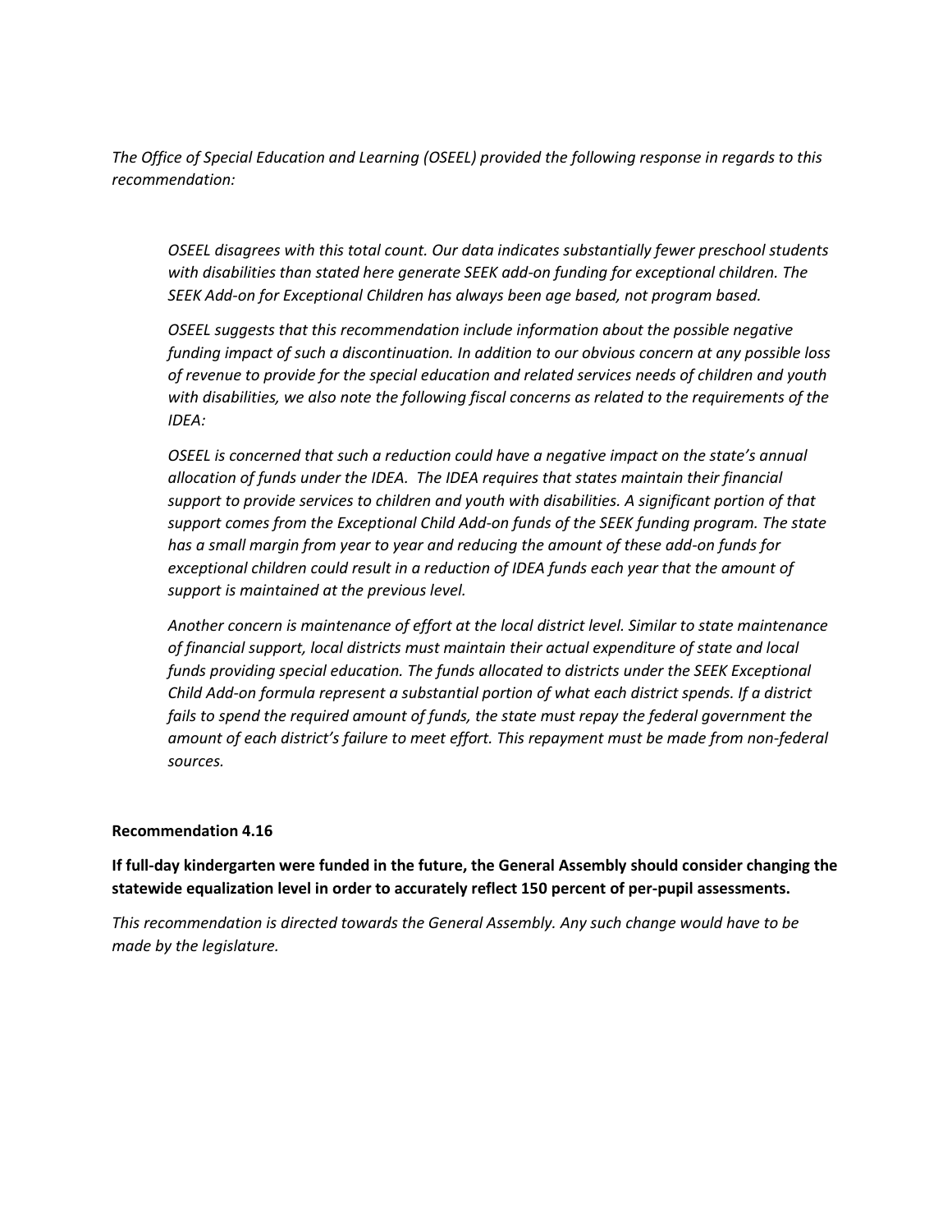*The Office of Special Education and Learning (OSEEL) provided the following response in regards to this recommendation:*

> *OSEEL disagrees with this total count. Our data indicates substantially fewer preschool students with disabilities than stated here generate SEEK add-on funding for exceptional children. The SEEK Add-on for Exceptional Children has always been age based, not program based.*
>
> *OSEEL suggests that this recommendation include information about the possible negative funding impact of such a discontinuation. In addition to our obvious concern at any possible loss of revenue to provide for the special education and related services needs of children and youth with disabilities, we also note the following fiscal concerns as related to the requirements of the IDEA:*
>
> *OSEEL is concerned that such a reduction could have a negative impact on the state's annual allocation of funds under the IDEA. The IDEA requires that states maintain their financial support to provide services to children and youth with disabilities. A significant portion of that support comes from the Exceptional Child Add-on funds of the SEEK funding program. The state has a small margin from year to year and reducing the amount of these add-on funds for exceptional children could result in a reduction of IDEA funds each year that the amount of support is maintained at the previous level.*
>
> *Another concern is maintenance of effort at the local district level. Similar to state maintenance of financial support, local districts must maintain their actual expenditure of state and local funds providing special education. The funds allocated to districts under the SEEK Exceptional Child Add-on formula represent a substantial portion of what each district spends. If a district fails to spend the required amount of funds, the state must repay the federal government the amount of each district's failure to meet effort. This repayment must be made from non-federal sources.*

**Recommendation 4.16**

**If full-day kindergarten were funded in the future, the General Assembly should consider changing the statewide equalization level in order to accurately reflect 150 percent of per-pupil assessments.**

*This recommendation is directed towards the General Assembly. Any such change would have to be made by the legislature.*